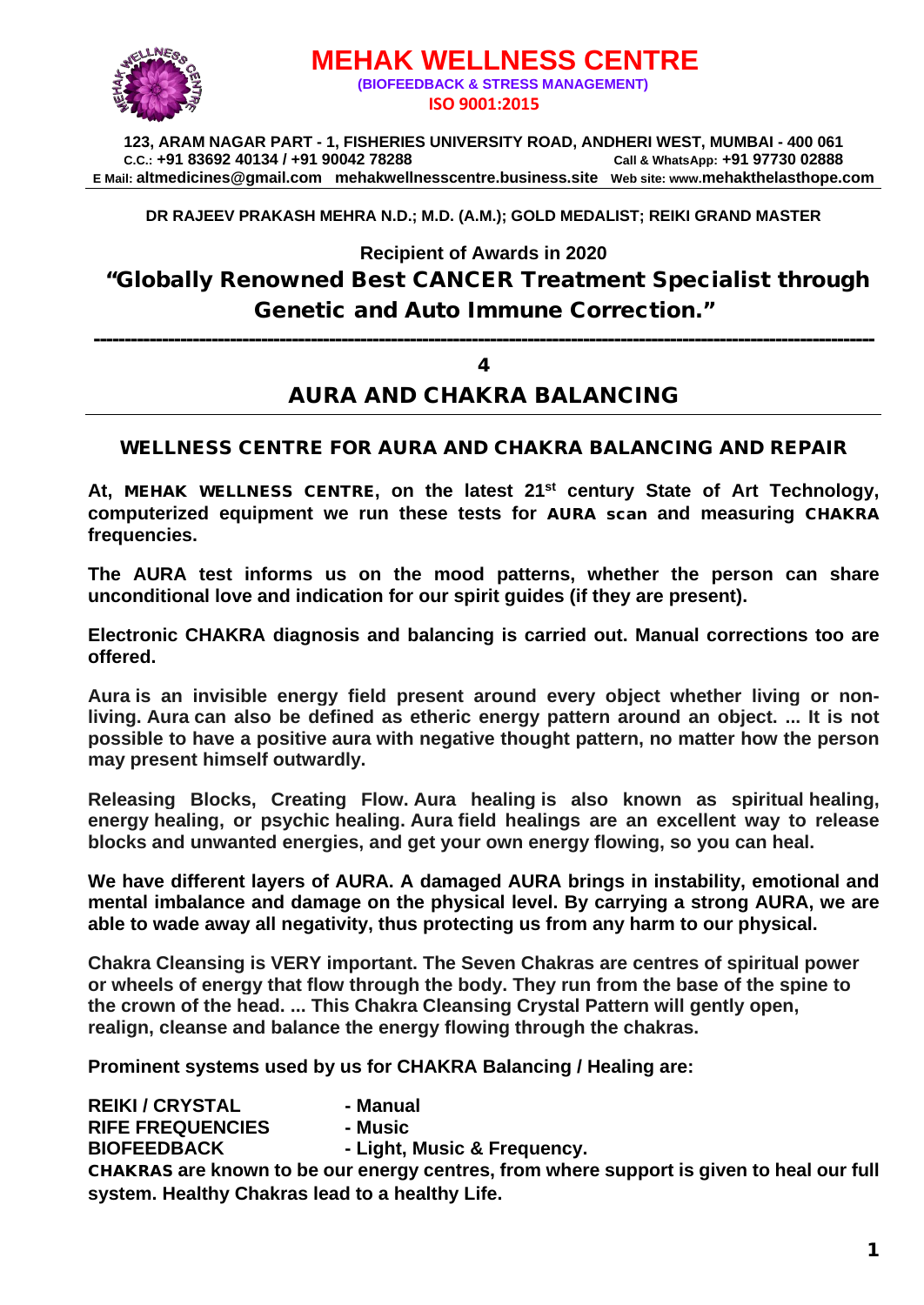# MEHAK WELLNESS CENTRE

**(BIOFEEDBACK & STRESS MANAGEMENT)**

**ISO 9001:2015**

**123, ARAM NAGAR PART - 1, FISHERIES UNIVERSITY ROAD, ANDHERI WEST, MUMBAI - 400 061**
**C.C.: +91 83692 40134 / +91 90042 78288** **Call & WhatsApp: +91 97730 02888**
**E Mail: altmedicines@gmail.com mehakwellnesscentre.business.site Web site: www.mehakthelasthope.com**

**DR RAJEEV PRAKASH MEHRA N.D.; M.D. (A.M.); GOLD MEDALIST; REIKI GRAND MASTER**

**Recipient of Awards in 2020**

## "Globally Renowned Best CANCER Treatment Specialist through Genetic and Auto Immune Correction."

---

## 4

## AURA AND CHAKRA BALANCING

### WELLNESS CENTRE FOR AURA AND CHAKRA BALANCING AND REPAIR

**At, MEHAK WELLNESS CENTRE, on the latest 21st century State of Art Technology, computerized equipment we run these tests for AURA scan and measuring CHAKRA frequencies.**

**The AURA test informs us on the mood patterns, whether the person can share unconditional love and indication for our spirit guides (if they are present).**

**Electronic CHAKRA diagnosis and balancing is carried out. Manual corrections too are offered.**

**Aura is an invisible energy field present around every object whether living or non-living. Aura can also be defined as etheric energy pattern around an object. ... It is not possible to have a positive aura with negative thought pattern, no matter how the person may present himself outwardly.**

**Releasing Blocks, Creating Flow. Aura healing is also known as spiritual healing, energy healing, or psychic healing. Aura field healings are an excellent way to release blocks and unwanted energies, and get your own energy flowing, so you can heal.**

**We have different layers of AURA. A damaged AURA brings in instability, emotional and mental imbalance and damage on the physical level. By carrying a strong AURA, we are able to wade away all negativity, thus protecting us from any harm to our physical.**

**Chakra Cleansing is VERY important. The Seven Chakras are centres of spiritual power or wheels of energy that flow through the body. They run from the base of the spine to the crown of the head. ... This Chakra Cleansing Crystal Pattern will gently open, realign, cleanse and balance the energy flowing through the chakras.**

**Prominent systems used by us for CHAKRA Balancing / Healing are:**

**REIKI / CRYSTAL - Manual**
**RIFE FREQUENCIES - Music**
**BIOFEEDBACK - Light, Music & Frequency.**

**CHAKRAS are known to be our energy centres, from where support is given to heal our full system. Healthy Chakras lead to a healthy Life.**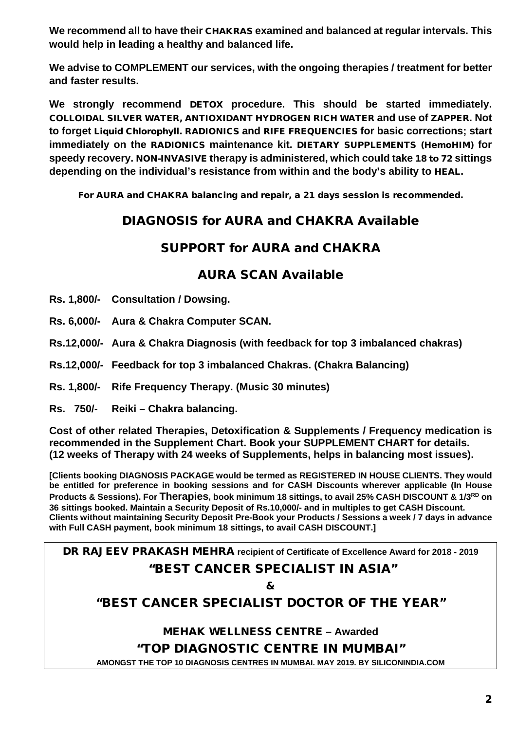**We recommend all to have their CHAKRAS examined and balanced at regular intervals. This would help in leading a healthy and balanced life.**

**We advise to COMPLEMENT our services, with the ongoing therapies / treatment for better and faster results.**

**We strongly recommend DETOX procedure. This should be started immediately. COLLOIDAL SILVER WATER, ANTIOXIDANT HYDROGEN RICH WATER and use of ZAPPER. Not to forget Liquid Chlorophyll. RADIONICS and RIFE FREQUENCIES for basic corrections; start immediately on the RADIONICS maintenance kit. DIETARY SUPPLEMENTS (HemoHIM) for speedy recovery. NON-INVASIVE therapy is administered, which could take 18 to 72 sittings depending on the individual's resistance from within and the body's ability to HEAL.**

**For AURA and CHAKRA balancing and repair, a 21 days session is recommended.**

## DIAGNOSIS for AURA and CHAKRA Available

## SUPPORT for AURA and CHAKRA

## AURA SCAN Available

**Rs. 1,800/- Consultation / Dowsing.**

**Rs. 6,000/- Aura & Chakra Computer SCAN.**

**Rs.12,000/- Aura & Chakra Diagnosis (with feedback for top 3 imbalanced chakras)**

**Rs.12,000/- Feedback for top 3 imbalanced Chakras. (Chakra Balancing)**

**Rs. 1,800/- Rife Frequency Therapy. (Music 30 minutes)**

**Rs. 750/- Reiki – Chakra balancing.**

**Cost of other related Therapies, Detoxification & Supplements / Frequency medication is recommended in the Supplement Chart. Book your SUPPLEMENT CHART for details. (12 weeks of Therapy with 24 weeks of Supplements, helps in balancing most issues).**

**[Clients booking DIAGNOSIS PACKAGE would be termed as REGISTERED IN HOUSE CLIENTS. They would be entitled for preference in booking sessions and for CASH Discounts wherever applicable (In House Products & Sessions). For Therapies, book minimum 18 sittings, to avail 25% CASH DISCOUNT & 1/3RD on 36 sittings booked. Maintain a Security Deposit of Rs.10,000/- and in multiples to get CASH Discount. Clients without maintaining Security Deposit Pre-Book your Products / Sessions a week / 7 days in advance with Full CASH payment, book minimum 18 sittings, to avail CASH DISCOUNT.]**

**DR RAJEEV PRAKASH MEHRA recipient of Certificate of Excellence Award for 2018 - 2019**

## "BEST CANCER SPECIALIST IN ASIA"

**&**

## "BEST CANCER SPECIALIST DOCTOR OF THE YEAR"

**MEHAK WELLNESS CENTRE – Awarded**

## "TOP DIAGNOSTIC CENTRE IN MUMBAI"

**AMONGST THE TOP 10 DIAGNOSIS CENTRES IN MUMBAI. MAY 2019. BY SILICONINDIA.COM**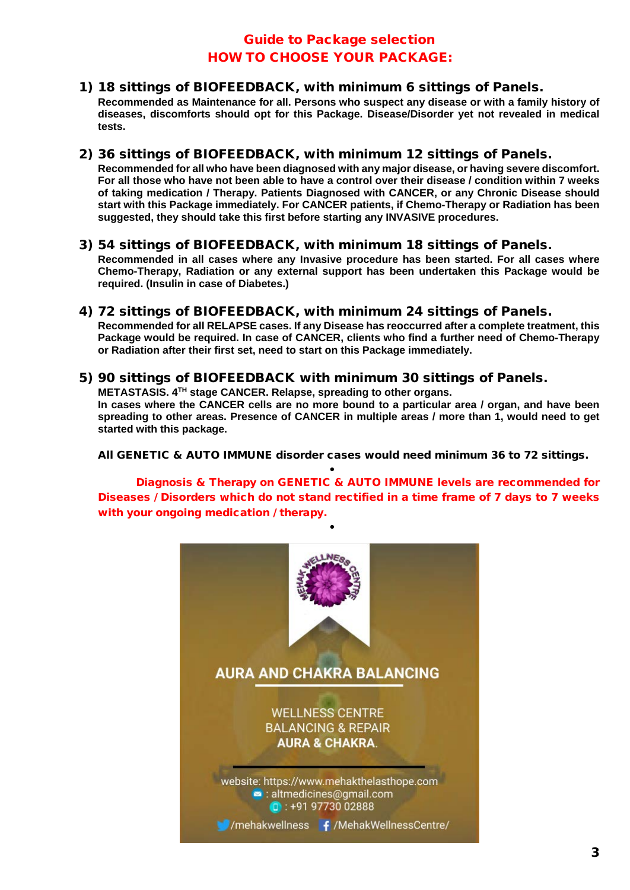# Guide to Package selection
## HOW TO CHOOSE YOUR PACKAGE:

### 1) 18 sittings of BIOFEEDBACK, with minimum 6 sittings of Panels.

**Recommended as Maintenance for all. Persons who suspect any disease or with a family history of diseases, discomforts should opt for this Package. Disease/Disorder yet not revealed in medical tests.**

### 2) 36 sittings of BIOFEEDBACK, with minimum 12 sittings of Panels.

**Recommended for all who have been diagnosed with any major disease, or having severe discomfort. For all those who have not been able to have a control over their disease / condition within 7 weeks of taking medication / Therapy. Patients Diagnosed with CANCER, or any Chronic Disease should start with this Package immediately. For CANCER patients, if Chemo-Therapy or Radiation has been suggested, they should take this first before starting any INVASIVE procedures.**

### 3) 54 sittings of BIOFEEDBACK, with minimum 18 sittings of Panels.

**Recommended in all cases where any Invasive procedure has been started. For all cases where Chemo-Therapy, Radiation or any external support has been undertaken this Package would be required. (Insulin in case of Diabetes.)**

### 4) 72 sittings of BIOFEEDBACK, with minimum 24 sittings of Panels.

**Recommended for all RELAPSE cases. If any Disease has reoccurred after a complete treatment, this Package would be required. In case of CANCER, clients who find a further need of Chemo-Therapy or Radiation after their first set, need to start on this Package immediately.**

### 5) 90 sittings of BIOFEEDBACK with minimum 30 sittings of Panels.

**METASTASIS. 4TH stage CANCER. Relapse, spreading to other organs.**
**In cases where the CANCER cells are no more bound to a particular area / organ, and have been spreading to other areas. Presence of CANCER in multiple areas / more than 1, would need to get started with this package.**

**All GENETIC & AUTO IMMUNE disorder cases would need minimum 36 to 72 sittings.**

**Diagnosis & Therapy on GENETIC & AUTO IMMUNE levels are recommended for Diseases / Disorders which do not stand rectified in a time frame of 7 days to 7 weeks with your ongoing medication / therapy.**

MEHAK WELLNESS CENTRE

AURA AND CHAKRA BALANCING

WELLNESS CENTRE
BALANCING & REPAIR
**AURA & CHAKRA.**

website: https://www.mehakthelasthope.com
: altmedicines@gmail.com
: +91 97730 02888
/mehakwellness /MehakWellnessCentre/